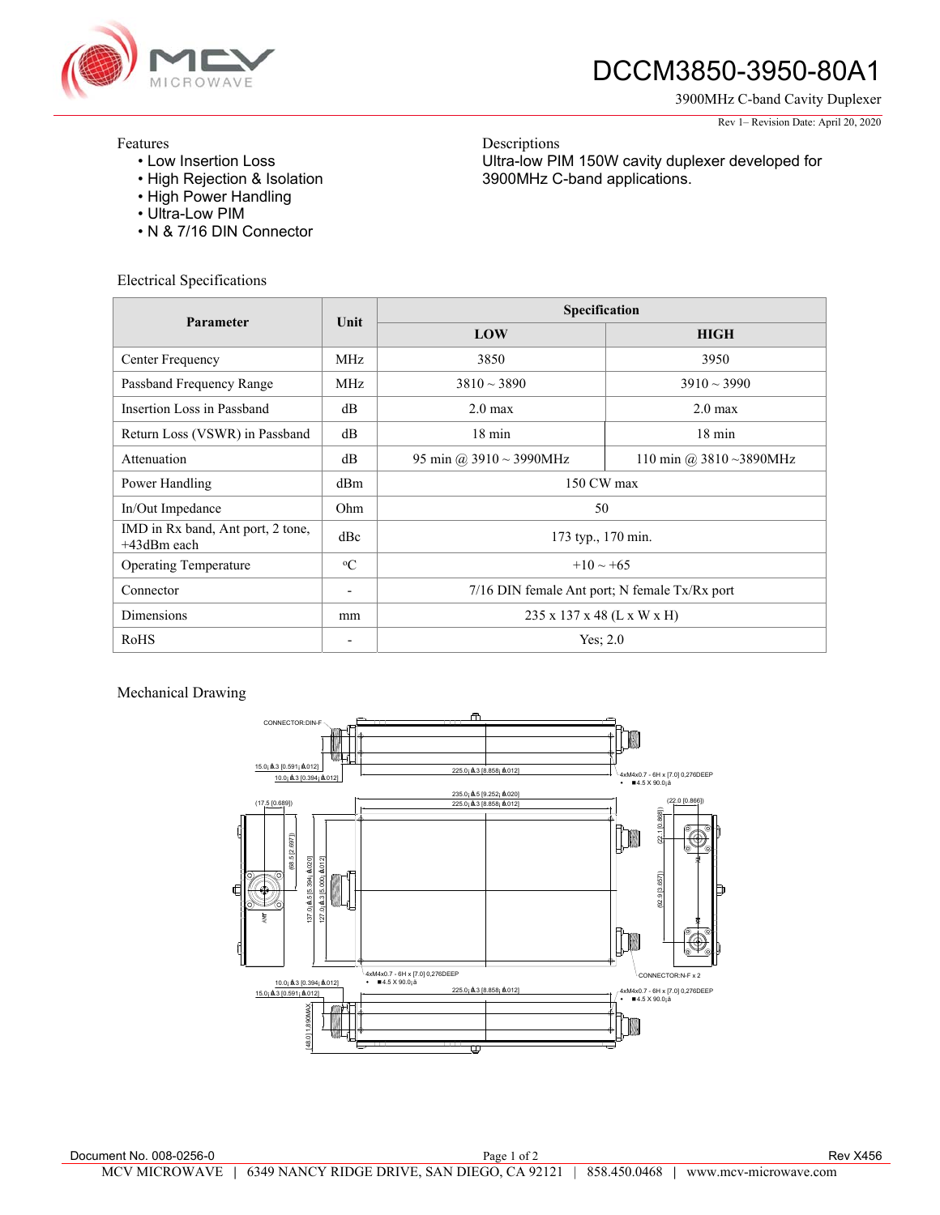# DCCM3850-3950-80A1

3900MHz C-band Cavity Duplexer

Rev 1– Revision Date: April 20, 2020

**Features**

- Low Insertion Loss
- High Rejection & Isolation
- High Power Handling
- Ultra-Low PIM
- N & 7/16 DIN Connector

**Descriptions**

Ultra-low PIM 150W cavity duplexer developed for 3900MHz C-band applications.

## Electrical Specifications

| Parameter | Unit | Specification | |
|---|---|---|---|
| | | LOW | HIGH |
| Center Frequency | MHz | 3850 | 3950 |
| Passband Frequency Range | MHz | 3810 ~ 3890 | 3910 ~ 3990 |
| Insertion Loss in Passband | dB | 2.0 max | 2.0 max |
| Return Loss (VSWR) in Passband | dB | 18 min | 18 min |
| Attenuation | dB | 95 min @ 3910 ~ 3990MHz | 110 min @ 3810 ~3890MHz |
| Power Handling | dBm | 150 CW max | |
| In/Out Impedance | Ohm | 50 | |
| IMD in Rx band, Ant port, 2 tone, +43dBm each | dBc | 173 typ., 170 min. | |
| Operating Temperature | °C | +10 ~ +65 | |
| Connector | - | 7/16 DIN female Ant port; N female Tx/Rx port | |
| Dimensions | mm | 235 x 137 x 48 (L x W x H) | |
| RoHS | - | Yes; 2.0 | |

## Mechanical Drawing

Document No. 008-0256-0

Rev X456

MCV MICROWAVE | 6349 NANCY RIDGE DRIVE, SAN DIEGO, CA 92121 | 858.450.0468 | www.mcv-microwave.com